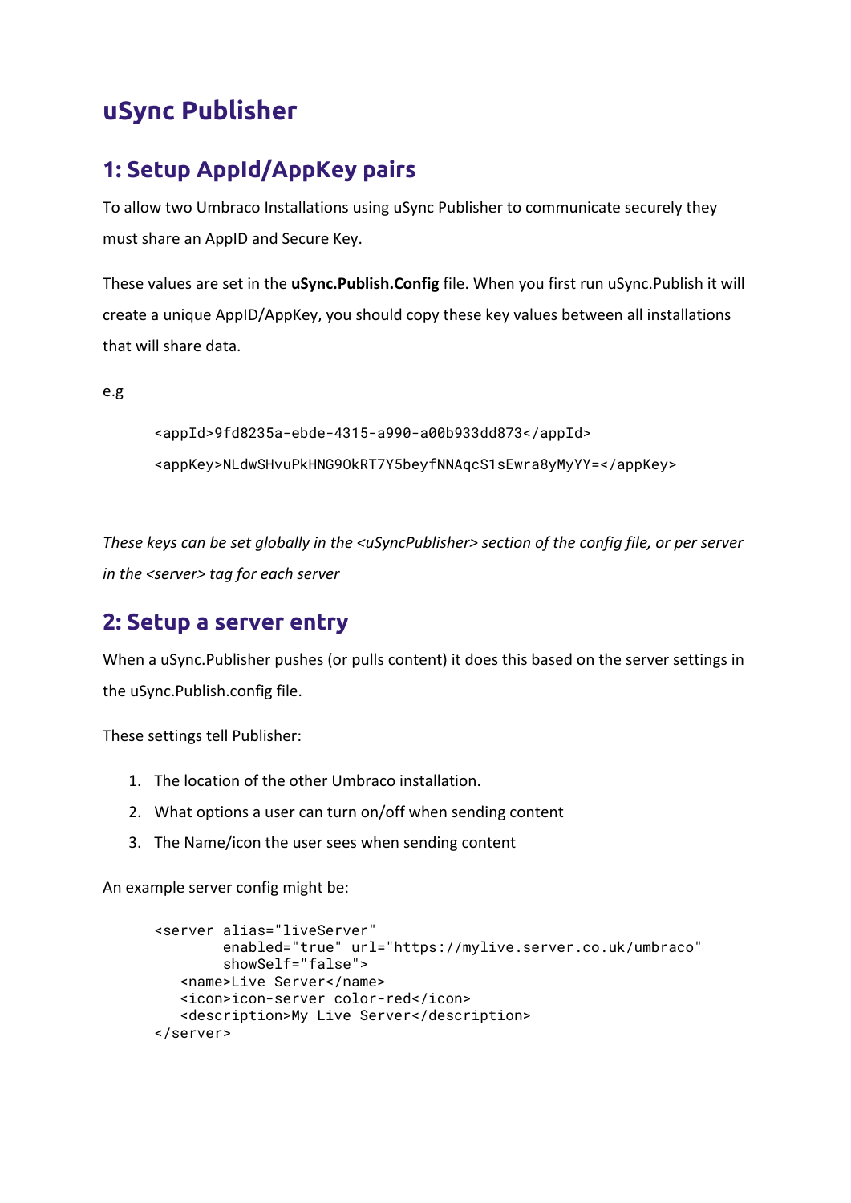# uSync Publisher

## 1: Setup AppId/AppKey pairs

To allow two Umbraco Installations using uSync Publisher to communicate securely they must share an AppID and Secure Key.

These values are set in the **uSync.Publish.Config** file. When you first run uSync.Publish it will create a unique AppID/AppKey, you should copy these key values between all installations that will share data.

e.g

```
<appId>9fd8235a-ebde-4315-a990-a00b933dd873</appId>
<appKey>NLdwSHvuPkHNG9OkRT7Y5beyfNNAqcS1sEwra8yMyYY=</appKey>
```

*These keys can be set globally in the <uSyncPublisher> section of the config file, or per server in the <server> tag for each server*

## 2: Setup a server entry

When a uSync.Publisher pushes (or pulls content) it does this based on the server settings in the uSync.Publish.config file.

These settings tell Publisher:

1. The location of the other Umbraco installation.
2. What options a user can turn on/off when sending content
3. The Name/icon the user sees when sending content

An example server config might be:

```
<server alias="liveServer"
        enabled="true" url="https://mylive.server.co.uk/umbraco"
        showSelf="false">
   <name>Live Server</name>
   <icon>icon-server color-red</icon>
   <description>My Live Server</description>
</server>
```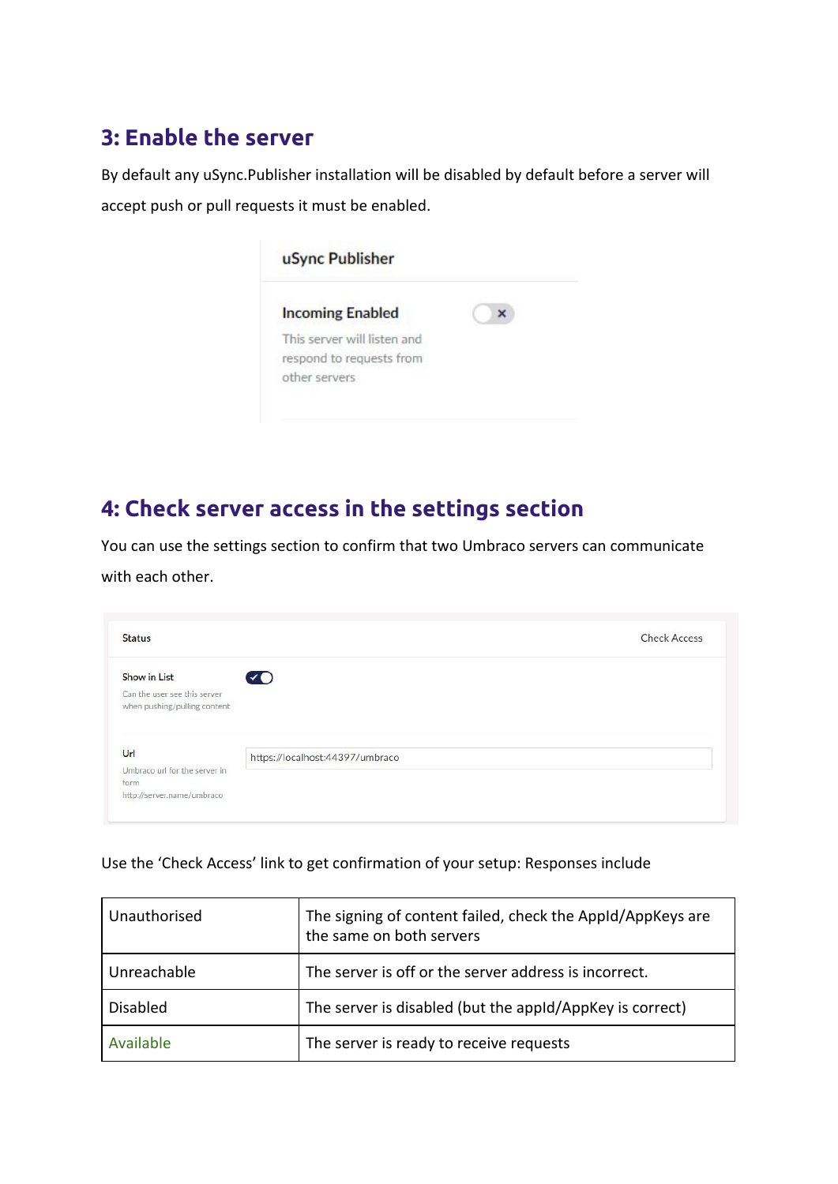## 3: Enable the server

By default any uSync.Publisher installation will be disabled by default before a server will accept push or pull requests it must be enabled.

## 4: Check server access in the settings section

You can use the settings section to confirm that two Umbraco servers can communicate with each other.

Use the 'Check Access' link to get confirmation of your setup: Responses include

| | |
|---|---|
| Unauthorised | The signing of content failed, check the AppId/AppKeys are the same on both servers |
| Unreachable | The server is off or the server address is incorrect. |
| Disabled | The server is disabled (but the appId/AppKey is correct) |
| Available | The server is ready to receive requests |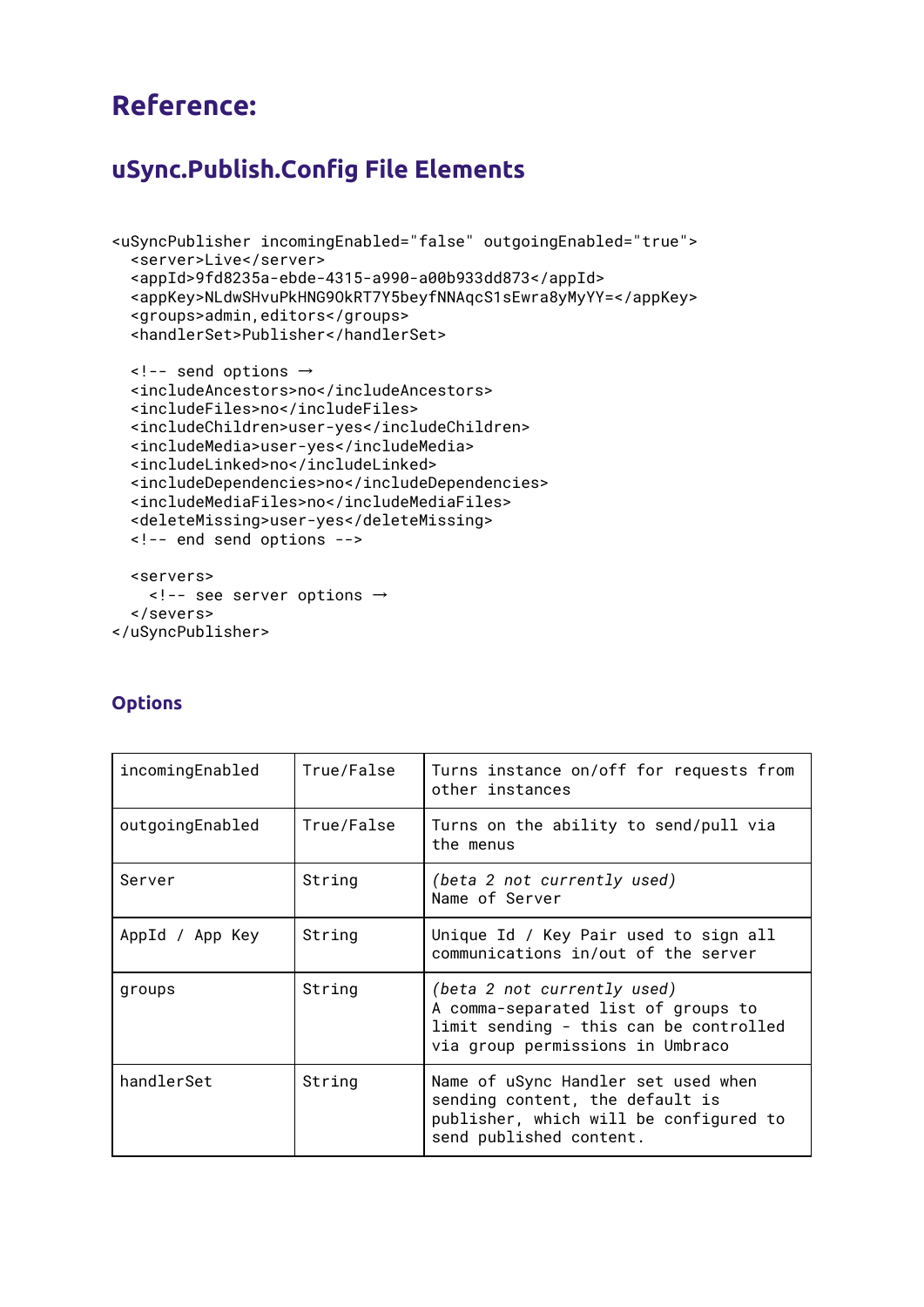# Reference:

## uSync.Publish.Config File Elements

```
<uSyncPublisher incomingEnabled="false" outgoingEnabled="true">
  <server>Live</server>
  <appId>9fd8235a-ebde-4315-a990-a00b933dd873</appId>
  <appKey>NLdwSHvuPkHNG9OkRT7Y5beyfNNAqcS1sEwra8yMyYY=</appKey>
  <groups>admin,editors</groups>
  <handlerSet>Publisher</handlerSet>

  <!-- send options →
  <includeAncestors>no</includeAncestors>
  <includeFiles>no</includeFiles>
  <includeChildren>user-yes</includeChildren>
  <includeMedia>user-yes</includeMedia>
  <includeLinked>no</includeLinked>
  <includeDependencies>no</includeDependencies>
  <includeMediaFiles>no</includeMediaFiles>
  <deleteMissing>user-yes</deleteMissing>
  <!-- end send options -->

  <servers>
    <!-- see server options →
  </severs>
</uSyncPublisher>
```

### Options

| | | |
|---|---|---|
| incomingEnabled | True/False | Turns instance on/off for requests from other instances |
| outgoingEnabled | True/False | Turns on the ability to send/pull via the menus |
| Server | String | *(beta 2 not currently used)* Name of Server |
| AppId / App Key | String | Unique Id / Key Pair used to sign all communications in/out of the server |
| groups | String | *(beta 2 not currently used)* A comma-separated list of groups to limit sending - this can be controlled via group permissions in Umbraco |
| handlerSet | String | Name of uSync Handler set used when sending content, the default is publisher, which will be configured to send published content. |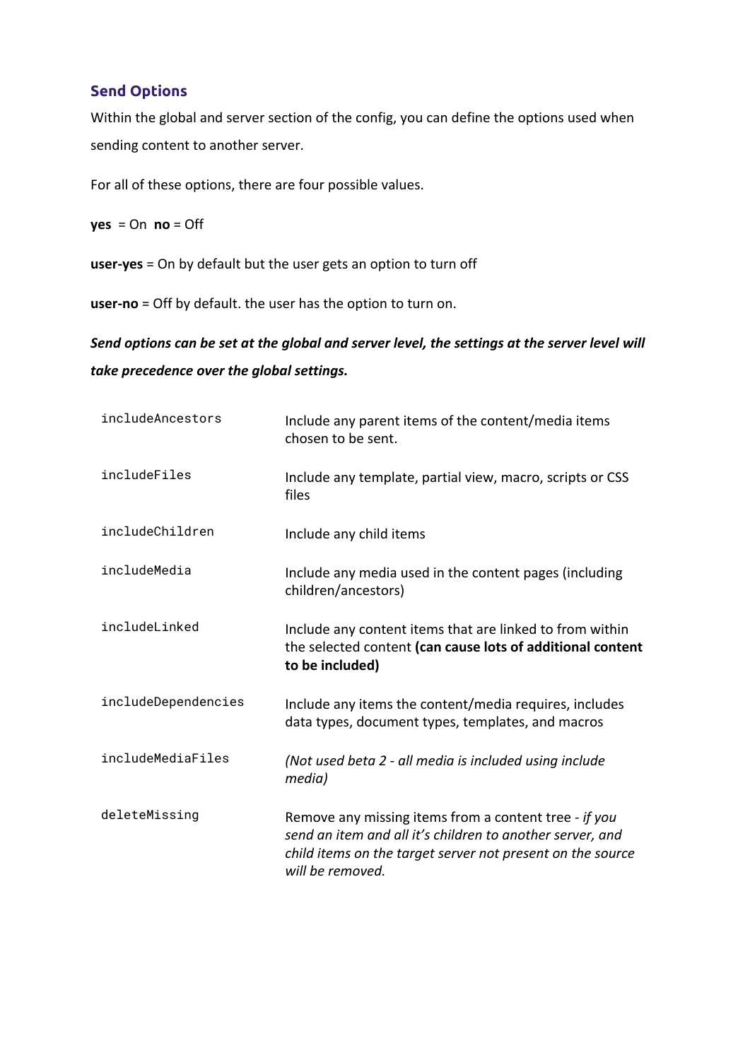## Send Options

Within the global and server section of the config, you can define the options used when sending content to another server.

For all of these options, there are four possible values.

**yes** = On **no** = Off

**user-yes** = On by default but the user gets an option to turn off

**user-no** = Off by default. the user has the option to turn on.

***Send options can be set at the global and server level, the settings at the server level will take precedence over the global settings.***

| | |
|---|---|
| `includeAncestors` | Include any parent items of the content/media items chosen to be sent. |
| `includeFiles` | Include any template, partial view, macro, scripts or CSS files |
| `includeChildren` | Include any child items |
| `includeMedia` | Include any media used in the content pages (including children/ancestors) |
| `includeLinked` | Include any content items that are linked to from within the selected content **(can cause lots of additional content to be included)** |
| `includeDependencies` | Include any items the content/media requires, includes data types, document types, templates, and macros |
| `includeMediaFiles` | *(Not used beta 2 - all media is included using include media)* |
| `deleteMissing` | Remove any missing items from a content tree - *if you send an item and all it's children to another server, and child items on the target server not present on the source will be removed.* |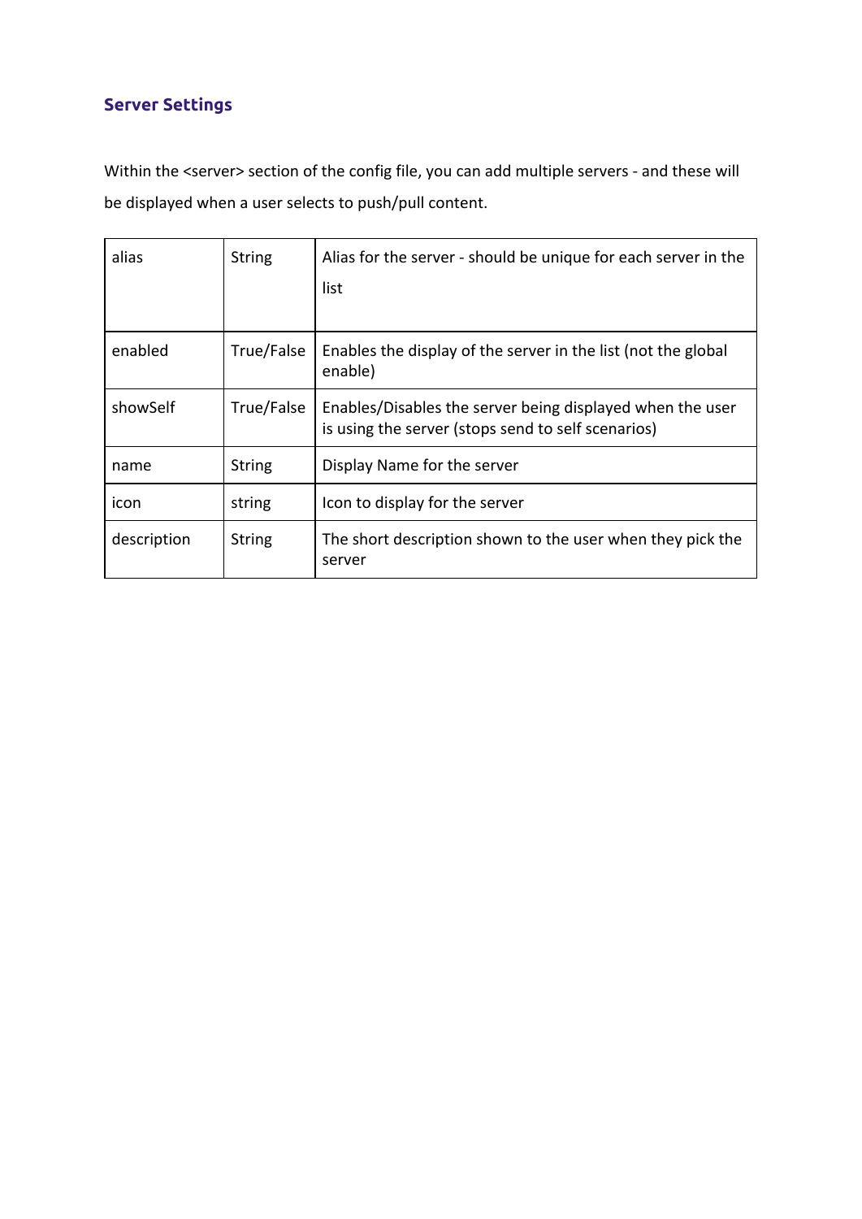## Server Settings

Within the <server> section of the config file, you can add multiple servers - and these will be displayed when a user selects to push/pull content.

| | | |
|---|---|---|
| alias | String | Alias for the server - should be unique for each server in the list |
| enabled | True/False | Enables the display of the server in the list (not the global enable) |
| showSelf | True/False | Enables/Disables the server being displayed when the user is using the server (stops send to self scenarios) |
| name | String | Display Name for the server |
| icon | string | Icon to display for the server |
| description | String | The short description shown to the user when they pick the server |